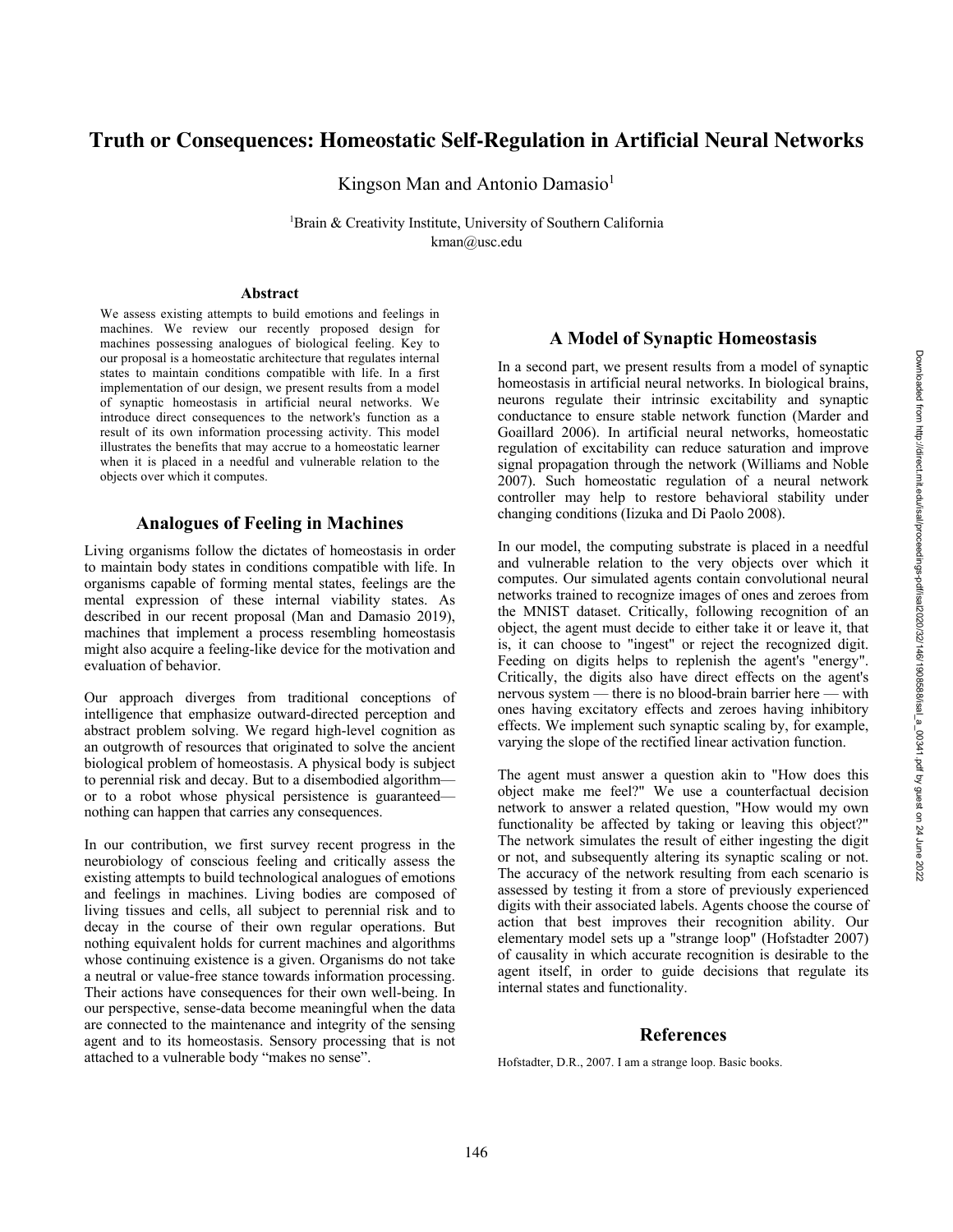# Truth or Consequences: Homeostatic Self-Regulation in Artificial Neural Networks

Kingson Man and Antonio Damasio[1]

[1]Brain & Creativity Institute, University of Southern California
kman@usc.edu

## Abstract

We assess existing attempts to build emotions and feelings in machines. We review our recently proposed design for machines possessing analogues of biological feeling. Key to our proposal is a homeostatic architecture that regulates internal states to maintain conditions compatible with life. In a first implementation of our design, we present results from a model of synaptic homeostasis in artificial neural networks. We introduce direct consequences to the network's function as a result of its own information processing activity. This model illustrates the benefits that may accrue to a homeostatic learner when it is placed in a needful and vulnerable relation to the objects over which it computes.

## Analogues of Feeling in Machines

Living organisms follow the dictates of homeostasis in order to maintain body states in conditions compatible with life. In organisms capable of forming mental states, feelings are the mental expression of these internal viability states. As described in our recent proposal (Man and Damasio 2019), machines that implement a process resembling homeostasis might also acquire a feeling-like device for the motivation and evaluation of behavior.

Our approach diverges from traditional conceptions of intelligence that emphasize outward-directed perception and abstract problem solving. We regard high-level cognition as an outgrowth of resources that originated to solve the ancient biological problem of homeostasis. A physical body is subject to perennial risk and decay. But to a disembodied algorithm—or to a robot whose physical persistence is guaranteed—nothing can happen that carries any consequences.

In our contribution, we first survey recent progress in the neurobiology of conscious feeling and critically assess the existing attempts to build technological analogues of emotions and feelings in machines. Living bodies are composed of living tissues and cells, all subject to perennial risk and to decay in the course of their own regular operations. But nothing equivalent holds for current machines and algorithms whose continuing existence is a given. Organisms do not take a neutral or value-free stance towards information processing. Their actions have consequences for their own well-being. In our perspective, sense-data become meaningful when the data are connected to the maintenance and integrity of the sensing agent and to its homeostasis. Sensory processing that is not attached to a vulnerable body "makes no sense".

## A Model of Synaptic Homeostasis

In a second part, we present results from a model of synaptic homeostasis in artificial neural networks. In biological brains, neurons regulate their intrinsic excitability and synaptic conductance to ensure stable network function (Marder and Goaillard 2006). In artificial neural networks, homeostatic regulation of excitability can reduce saturation and improve signal propagation through the network (Williams and Noble 2007). Such homeostatic regulation of a neural network controller may help to restore behavioral stability under changing conditions (Iizuka and Di Paolo 2008).

In our model, the computing substrate is placed in a needful and vulnerable relation to the very objects over which it computes. Our simulated agents contain convolutional neural networks trained to recognize images of ones and zeroes from the MNIST dataset. Critically, following recognition of an object, the agent must decide to either take it or leave it, that is, it can choose to "ingest" or reject the recognized digit. Feeding on digits helps to replenish the agent's "energy". Critically, the digits also have direct effects on the agent's nervous system — there is no blood-brain barrier here — with ones having excitatory effects and zeroes having inhibitory effects. We implement such synaptic scaling by, for example, varying the slope of the rectified linear activation function.

The agent must answer a question akin to "How does this object make me feel?" We use a counterfactual decision network to answer a related question, "How would my own functionality be affected by taking or leaving this object?" The network simulates the result of either ingesting the digit or not, and subsequently altering its synaptic scaling or not. The accuracy of the network resulting from each scenario is assessed by testing it from a store of previously experienced digits with their associated labels. Agents choose the course of action that best improves their recognition ability. Our elementary model sets up a "strange loop" (Hofstadter 2007) of causality in which accurate recognition is desirable to the agent itself, in order to guide decisions that regulate its internal states and functionality.

## References

Hofstadter, D.R., 2007. I am a strange loop. Basic books.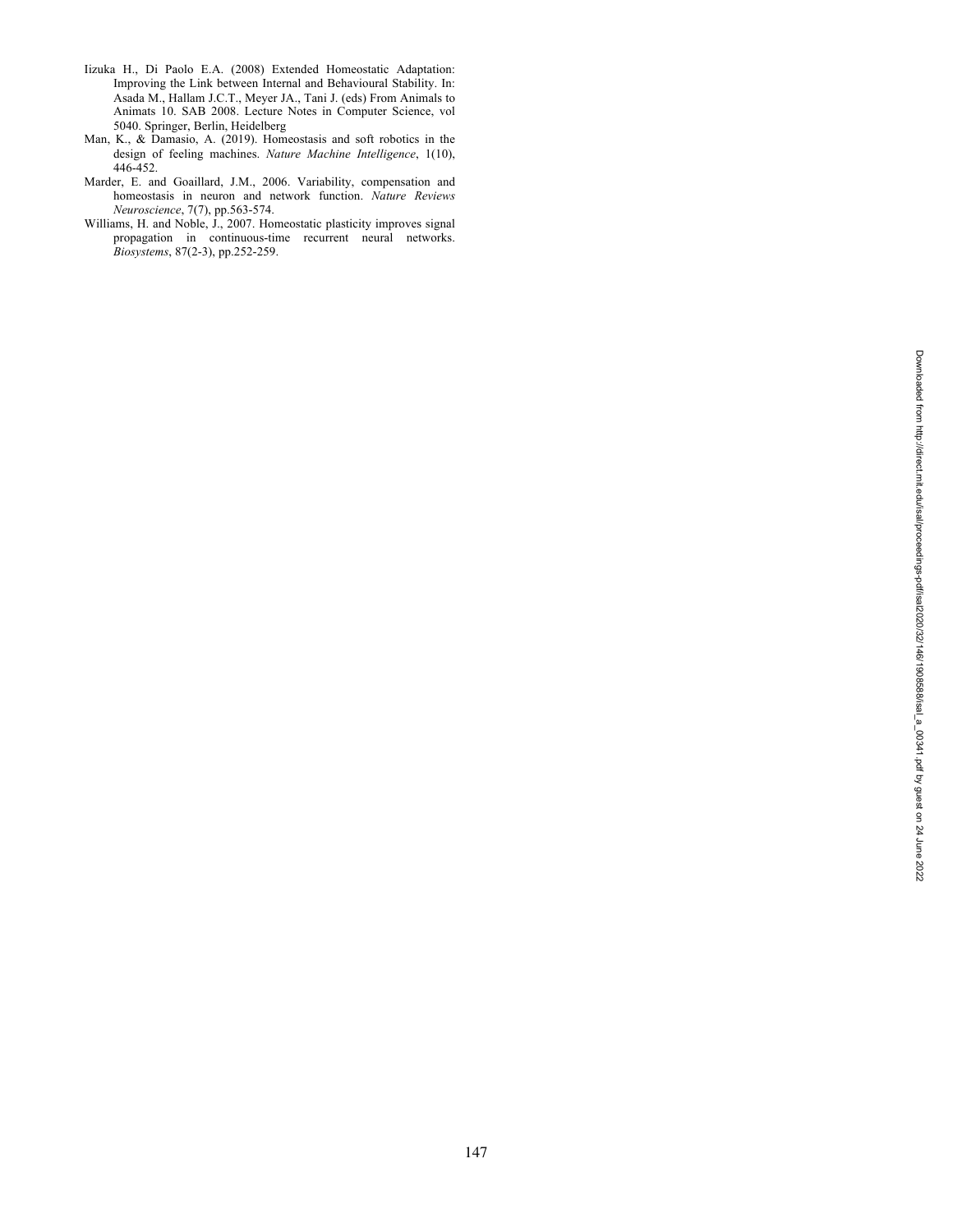Iizuka H., Di Paolo E.A. (2008) Extended Homeostatic Adaptation: Improving the Link between Internal and Behavioural Stability. In: Asada M., Hallam J.C.T., Meyer JA., Tani J. (eds) From Animals to Animats 10. SAB 2008. Lecture Notes in Computer Science, vol 5040. Springer, Berlin, Heidelberg

Man, K., & Damasio, A. (2019). Homeostasis and soft robotics in the design of feeling machines. *Nature Machine Intelligence*, 1(10), 446-452.

Marder, E. and Goaillard, J.M., 2006. Variability, compensation and homeostasis in neuron and network function. *Nature Reviews Neuroscience*, 7(7), pp.563-574.

Williams, H. and Noble, J., 2007. Homeostatic plasticity improves signal propagation in continuous-time recurrent neural networks. *Biosystems*, 87(2-3), pp.252-259.